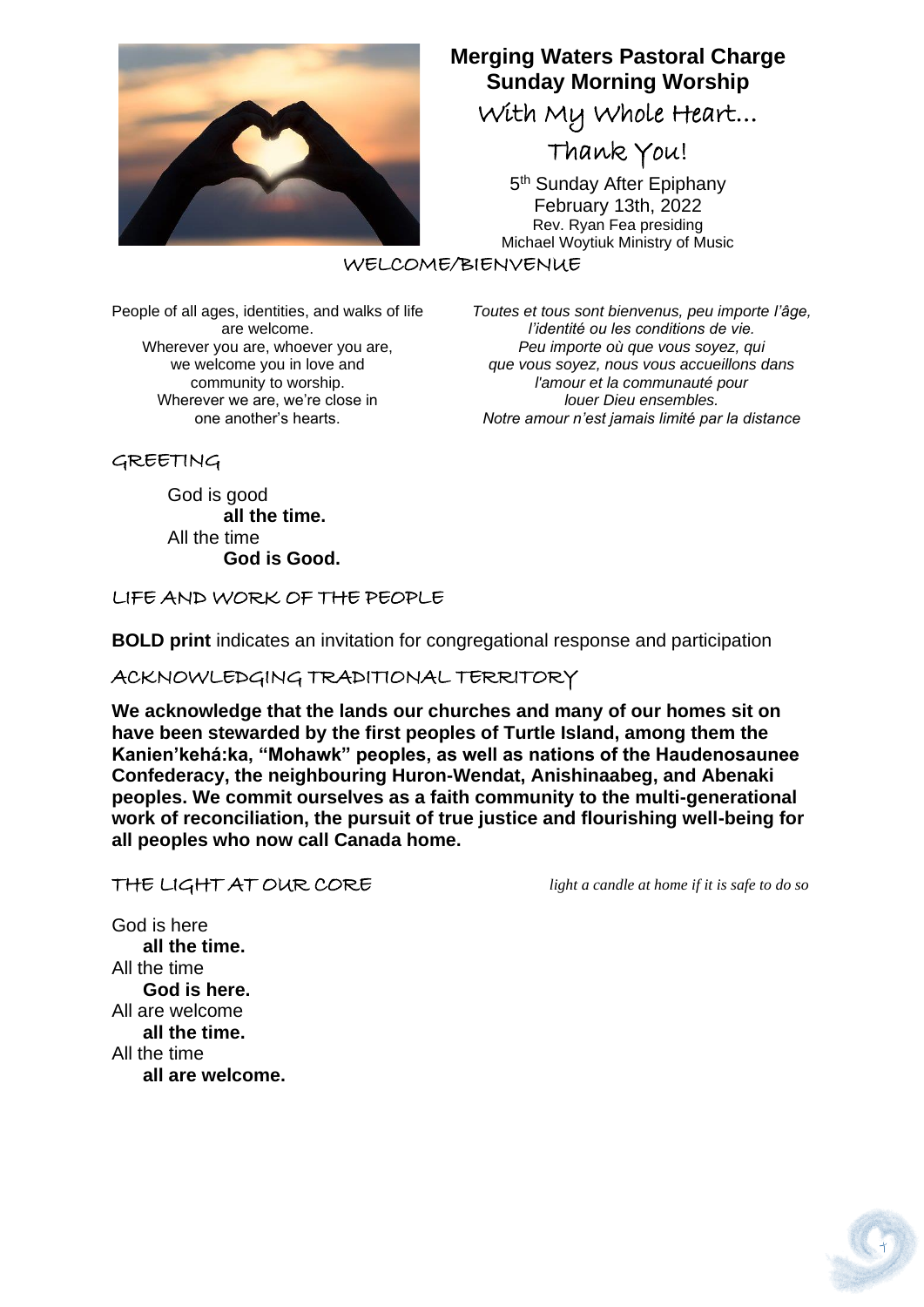# Merging Waters Pastoral Charge
# Sunday Morning Worship

## With My Whole Heart… Thank You!

5th Sunday After Epiphany
February 13th, 2022
Rev. Ryan Fea presiding
Michael Woytiuk Ministry of Music

## WELCOME/BIENVENUE

People of all ages, identities, and walks of life are welcome.
Wherever you are, whoever you are, we welcome you in love and community to worship.
Wherever we are, we're close in one another's hearts.

*Toutes et tous sont bienvenus, peu importe l'âge, l'identité ou les conditions de vie.*
*Peu importe où que vous soyez, qui que vous soyez, nous vous accueillons dans l'amour et la communauté pour louer Dieu ensembles.*
*Notre amour n'est jamais limité par la distance*

## GREETING

God is good
**all the time.**
All the time
**God is Good.**

## LIFE AND WORK OF THE PEOPLE

**BOLD print** indicates an invitation for congregational response and participation

## ACKNOWLEDGING TRADITIONAL TERRITORY

**We acknowledge that the lands our churches and many of our homes sit on have been stewarded by the first peoples of Turtle Island, among them the Kanien'kehá:ka, "Mohawk" peoples, as well as nations of the Haudenosaunee Confederacy, the neighbouring Huron-Wendat, Anishinaabeg, and Abenaki peoples. We commit ourselves as a faith community to the multi-generational work of reconciliation, the pursuit of true justice and flourishing well-being for all peoples who now call Canada home.**

## THE LIGHT AT OUR CORE

*light a candle at home if it is safe to do so*

God is here
**all the time.**
All the time
**God is here.**
All are welcome
**all the time.**
All the time
**all are welcome.**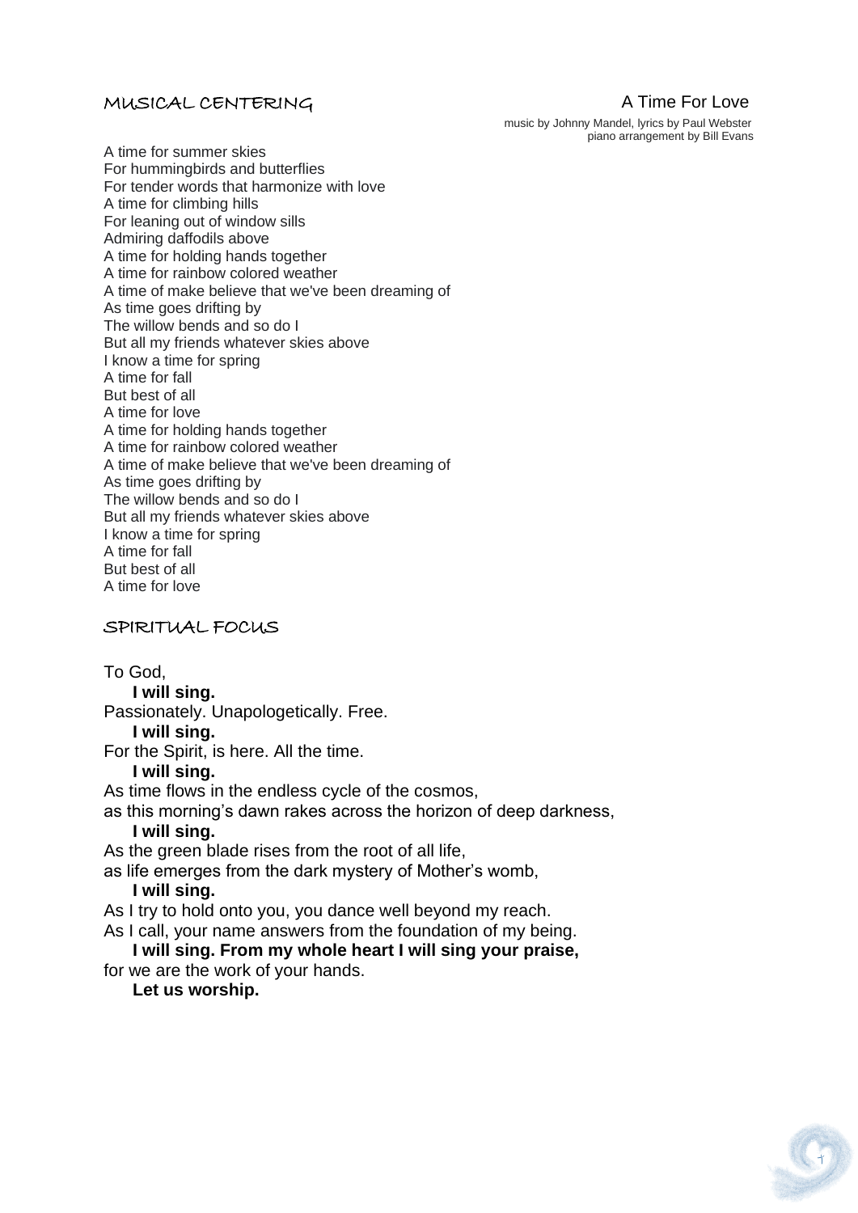## MUSICAL CENTERING

**A Time For Love**

music by Johnny Mandel, lyrics by Paul Webster
piano arrangement by Bill Evans

A time for summer skies
For hummingbirds and butterflies
For tender words that harmonize with love
A time for climbing hills
For leaning out of window sills
Admiring daffodils above
A time for holding hands together
A time for rainbow colored weather
A time of make believe that we've been dreaming of
As time goes drifting by
The willow bends and so do I
But all my friends whatever skies above
I know a time for spring
A time for fall
But best of all
A time for love
A time for holding hands together
A time for rainbow colored weather
A time of make believe that we've been dreaming of
As time goes drifting by
The willow bends and so do I
But all my friends whatever skies above
I know a time for spring
A time for fall
But best of all
A time for love

## SPIRITUAL FOCUS

To God,
**I will sing.**
Passionately. Unapologetically. Free.
**I will sing.**
For the Spirit, is here. All the time.
**I will sing.**
As time flows in the endless cycle of the cosmos,
as this morning's dawn rakes across the horizon of deep darkness,
**I will sing.**
As the green blade rises from the root of all life,
as life emerges from the dark mystery of Mother's womb,
**I will sing.**
As I try to hold onto you, you dance well beyond my reach.
As I call, your name answers from the foundation of my being.
**I will sing. From my whole heart I will sing your praise,**
for we are the work of your hands.
**Let us worship.**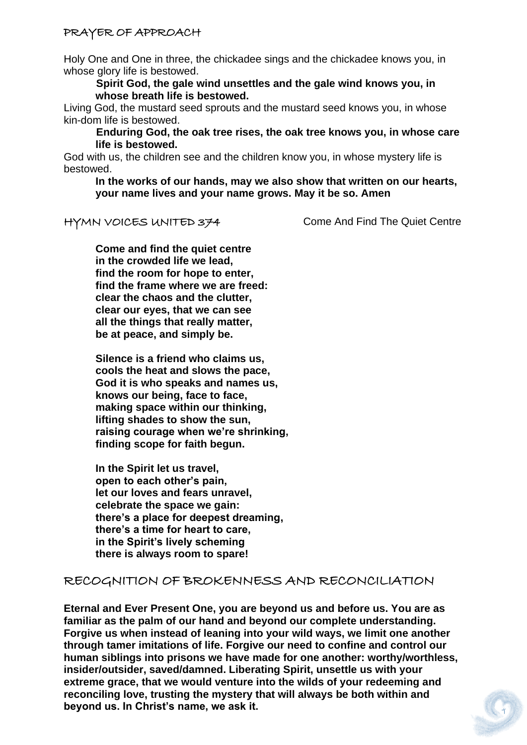## PRAYER OF APPROACH

Holy One and One in three, the chickadee sings and the chickadee knows you, in whose glory life is bestowed.

> **Spirit God, the gale wind unsettles and the gale wind knows you, in whose breath life is bestowed.**

Living God, the mustard seed sprouts and the mustard seed knows you, in whose kin-dom life is bestowed.

> **Enduring God, the oak tree rises, the oak tree knows you, in whose care life is bestowed.**

God with us, the children see and the children know you, in whose mystery life is bestowed.

> **In the works of our hands, may we also show that written on our hearts, your name lives and your name grows. May it be so. Amen**

## HYMN VOICES UNITED 374 — Come And Find The Quiet Centre

**Come and find the quiet centre**
**in the crowded life we lead,**
**find the room for hope to enter,**
**find the frame where we are freed:**
**clear the chaos and the clutter,**
**clear our eyes, that we can see**
**all the things that really matter,**
**be at peace, and simply be.**

**Silence is a friend who claims us,**
**cools the heat and slows the pace,**
**God it is who speaks and names us,**
**knows our being, face to face,**
**making space within our thinking,**
**lifting shades to show the sun,**
**raising courage when we're shrinking,**
**finding scope for faith begun.**

**In the Spirit let us travel,**
**open to each other's pain,**
**let our loves and fears unravel,**
**celebrate the space we gain:**
**there's a place for deepest dreaming,**
**there's a time for heart to care,**
**in the Spirit's lively scheming**
**there is always room to spare!**

## RECOGNITION OF BROKENNESS AND RECONCILIATION

**Eternal and Ever Present One, you are beyond us and before us. You are as familiar as the palm of our hand and beyond our complete understanding. Forgive us when instead of leaning into your wild ways, we limit one another through tamer imitations of life. Forgive our need to confine and control our human siblings into prisons we have made for one another: worthy/worthless, insider/outsider, saved/damned. Liberating Spirit, unsettle us with your extreme grace, that we would venture into the wilds of your redeeming and reconciling love, trusting the mystery that will always be both within and beyond us. In Christ's name, we ask it.**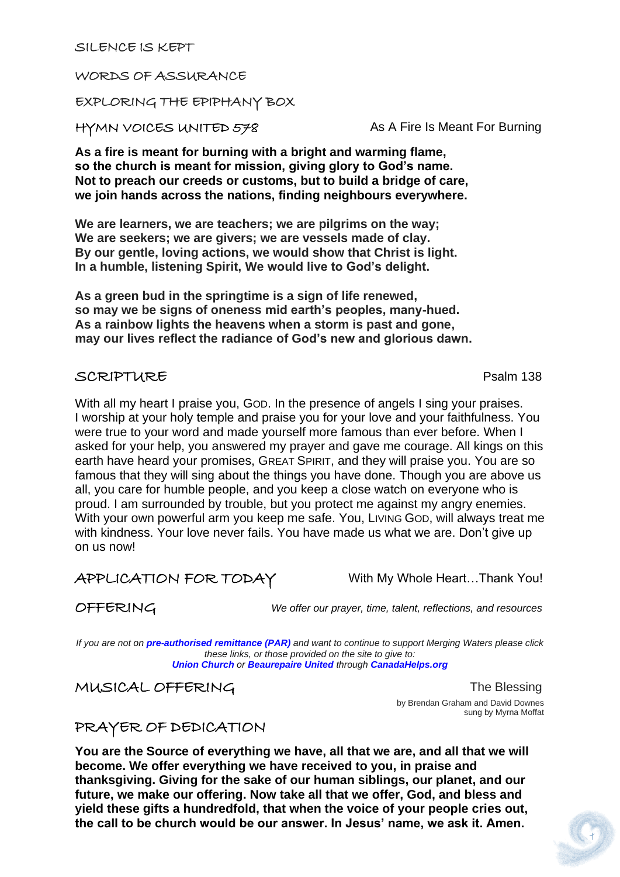## SILENCE IS KEPT

## WORDS OF ASSURANCE

## EXPLORING THE EPIPHANY BOX

## HYMN VOICES UNITED 578

As A Fire Is Meant For Burning

**As a fire is meant for burning with a bright and warming flame, so the church is meant for mission, giving glory to God's name. Not to preach our creeds or customs, but to build a bridge of care, we join hands across the nations, finding neighbours everywhere.**

**We are learners, we are teachers; we are pilgrims on the way; We are seekers; we are givers; we are vessels made of clay. By our gentle, loving actions, we would show that Christ is light. In a humble, listening Spirit, We would live to God's delight.**

**As a green bud in the springtime is a sign of life renewed, so may we be signs of oneness mid earth's peoples, many-hued. As a rainbow lights the heavens when a storm is past and gone, may our lives reflect the radiance of God's new and glorious dawn.**

## SCRIPTURE

Psalm 138

With all my heart I praise you, GOD. In the presence of angels I sing your praises. I worship at your holy temple and praise you for your love and your faithfulness. You were true to your word and made yourself more famous than ever before. When I asked for your help, you answered my prayer and gave me courage. All kings on this earth have heard your promises, GREAT SPIRIT, and they will praise you. You are so famous that they will sing about the things you have done. Though you are above us all, you care for humble people, and you keep a close watch on everyone who is proud. I am surrounded by trouble, but you protect me against my angry enemies. With your own powerful arm you keep me safe. You, LIVING GOD, will always treat me with kindness. Your love never fails. You have made us what we are. Don't give up on us now!

## APPLICATION FOR TODAY

With My Whole Heart…Thank You!

## OFFERING

*We offer our prayer, time, talent, reflections, and resources*

*If you are not on **pre-authorised remittance (PAR)** and want to continue to support Merging Waters please click these links, or those provided on the site to give to: **Union Church** or **Beaurepaire United** through **CanadaHelps.org***

## MUSICAL OFFERING

The Blessing

by Brendan Graham and David Downes
sung by Myrna Moffat

## PRAYER OF DEDICATION

**You are the Source of everything we have, all that we are, and all that we will become. We offer everything we have received to you, in praise and thanksgiving. Giving for the sake of our human siblings, our planet, and our future, we make our offering. Now take all that we offer, God, and bless and yield these gifts a hundredfold, that when the voice of your people cries out, the call to be church would be our answer. In Jesus' name, we ask it. Amen.**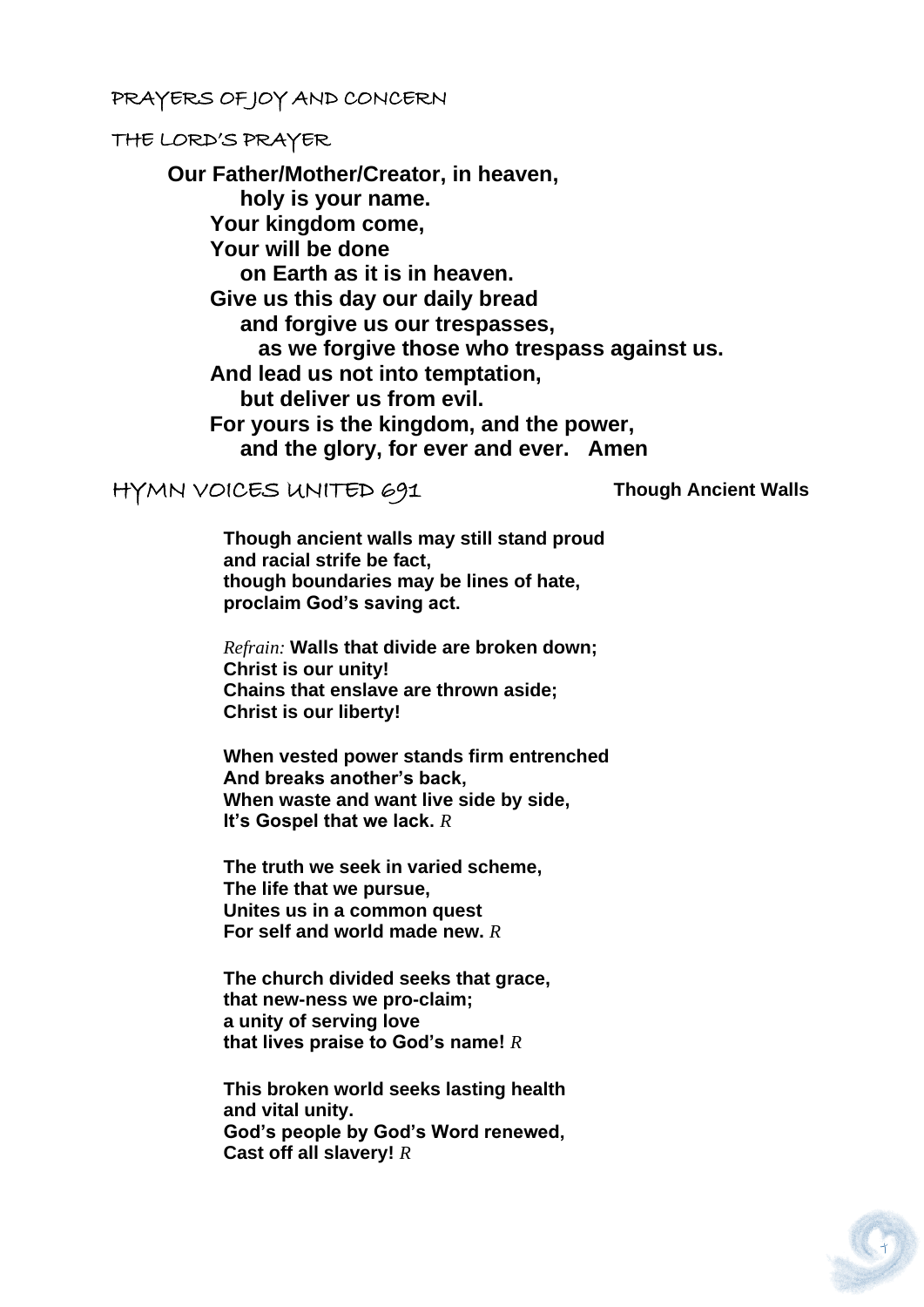## PRAYERS OF JOY AND CONCERN

## THE LORD'S PRAYER

**Our Father/Mother/Creator, in heaven,**
**holy is your name.**
**Your kingdom come,**
**Your will be done**
**on Earth as it is in heaven.**
**Give us this day our daily bread**
**and forgive us our trespasses,**
**as we forgive those who trespass against us.**
**And lead us not into temptation,**
**but deliver us from evil.**
**For yours is the kingdom, and the power,**
**and the glory, for ever and ever. Amen**

## HYMN VOICES UNITED 691 — Though Ancient Walls

**Though ancient walls may still stand proud**
**and racial strife be fact,**
**though boundaries may be lines of hate,**
**proclaim God's saving act.**

*Refrain:* **Walls that divide are broken down;**
**Christ is our unity!**
**Chains that enslave are thrown aside;**
**Christ is our liberty!**

**When vested power stands firm entrenched**
**And breaks another's back,**
**When waste and want live side by side,**
**It's Gospel that we lack.** *R*

**The truth we seek in varied scheme,**
**The life that we pursue,**
**Unites us in a common quest**
**For self and world made new.** *R*

**The church divided seeks that grace,**
**that new-ness we pro-claim;**
**a unity of serving love**
**that lives praise to God's name!** *R*

**This broken world seeks lasting health**
**and vital unity.**
**God's people by God's Word renewed,**
**Cast off all slavery!** *R*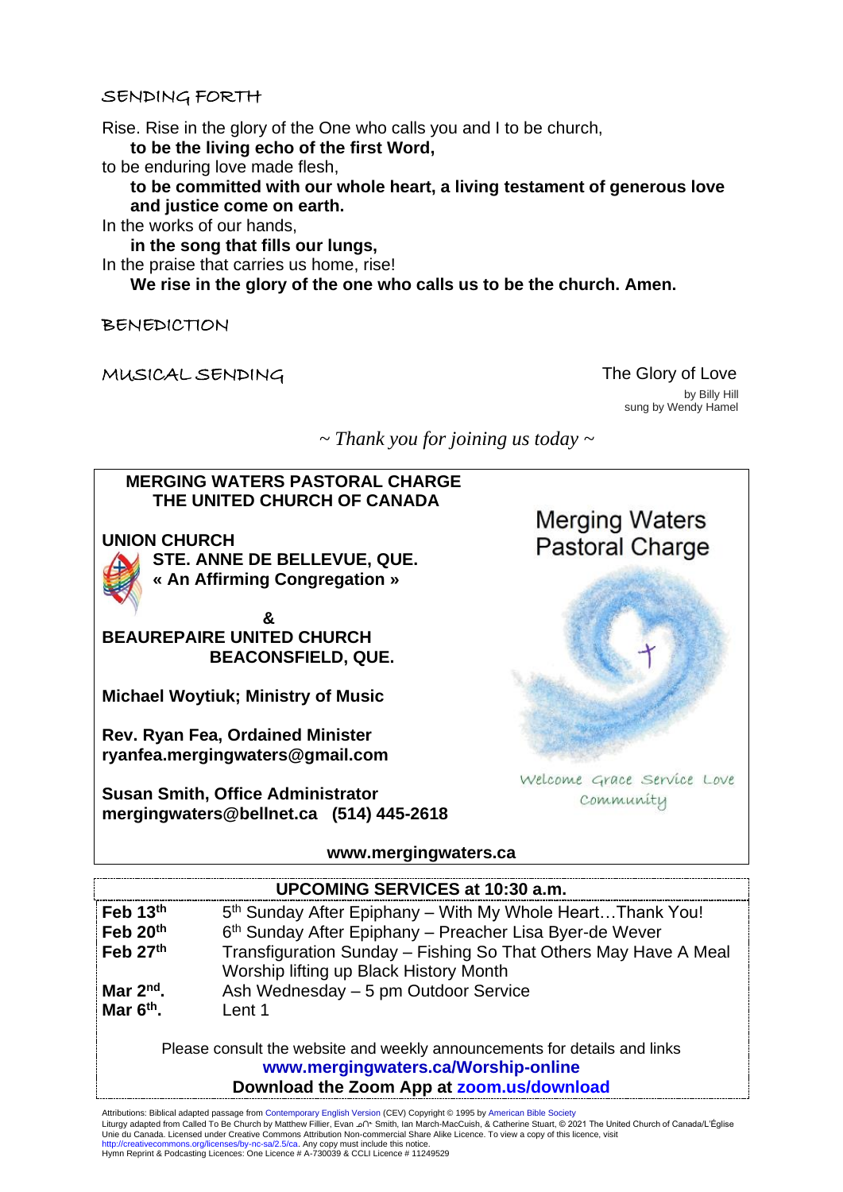## SENDING FORTH

Rise. Rise in the glory of the One who calls you and I to be church,

**to be the living echo of the first Word,**

to be enduring love made flesh,

**to be committed with our whole heart, a living testament of generous love and justice come on earth.**

In the works of our hands,

**in the song that fills our lungs,**

In the praise that carries us home, rise!

**We rise in the glory of the one who calls us to be the church. Amen.**

## BENEDICTION

## MUSICAL SENDING

The Glory of Love
by Billy Hill
sung by Wendy Hamel

*~ Thank you for joining us today ~*

**MERGING WATERS PASTORAL CHARGE**
**THE UNITED CHURCH OF CANADA**

**UNION CHURCH**
**STE. ANNE DE BELLEVUE, QUE.**
**« An Affirming Congregation »**

**&**

**BEAUREPAIRE UNITED CHURCH**
**BEACONSFIELD, QUE.**

**Michael Woytiuk; Ministry of Music**

**Rev. Ryan Fea, Ordained Minister**
**ryanfea.mergingwaters@gmail.com**

**Susan Smith, Office Administrator**
**mergingwaters@bellnet.ca (514) 445-2618**

Merging Waters Pastoral Charge

Welcome Grace Service Love Community

**www.mergingwaters.ca**

**UPCOMING SERVICES at 10:30 a.m.**

| | |
|---|---|
| **Feb 13th** | 5th Sunday After Epiphany – With My Whole Heart…Thank You! |
| **Feb 20th** | 6th Sunday After Epiphany – Preacher Lisa Byer-de Wever |
| **Feb 27th** | Transfiguration Sunday – Fishing So That Others May Have A Meal<br>Worship lifting up Black History Month |
| **Mar 2nd.** | Ash Wednesday – 5 pm Outdoor Service |
| **Mar 6th.** | Lent 1 |

Please consult the website and weekly announcements for details and links
**www.mergingwaters.ca/Worship-online**
**Download the Zoom App at zoom.us/download**

Attributions: Biblical adapted passage from Contemporary English Version (CEV) Copyright © 1995 by American Bible Society
Liturgy adapted from Called To Be Church by Matthew Fillier, Evan ᓄᒋ Smith, Ian March-MacCuish, & Catherine Stuart, © 2021 The United Church of Canada/L'Église Unie du Canada. Licensed under Creative Commons Attribution Non-commercial Share Alike Licence. To view a copy of this licence, visit http://creativecommons.org/licenses/by-nc-sa/2.5/ca. Any copy must include this notice.
Hymn Reprint & Podcasting Licences: One Licence # A-730039 & CCLI Licence # 11249529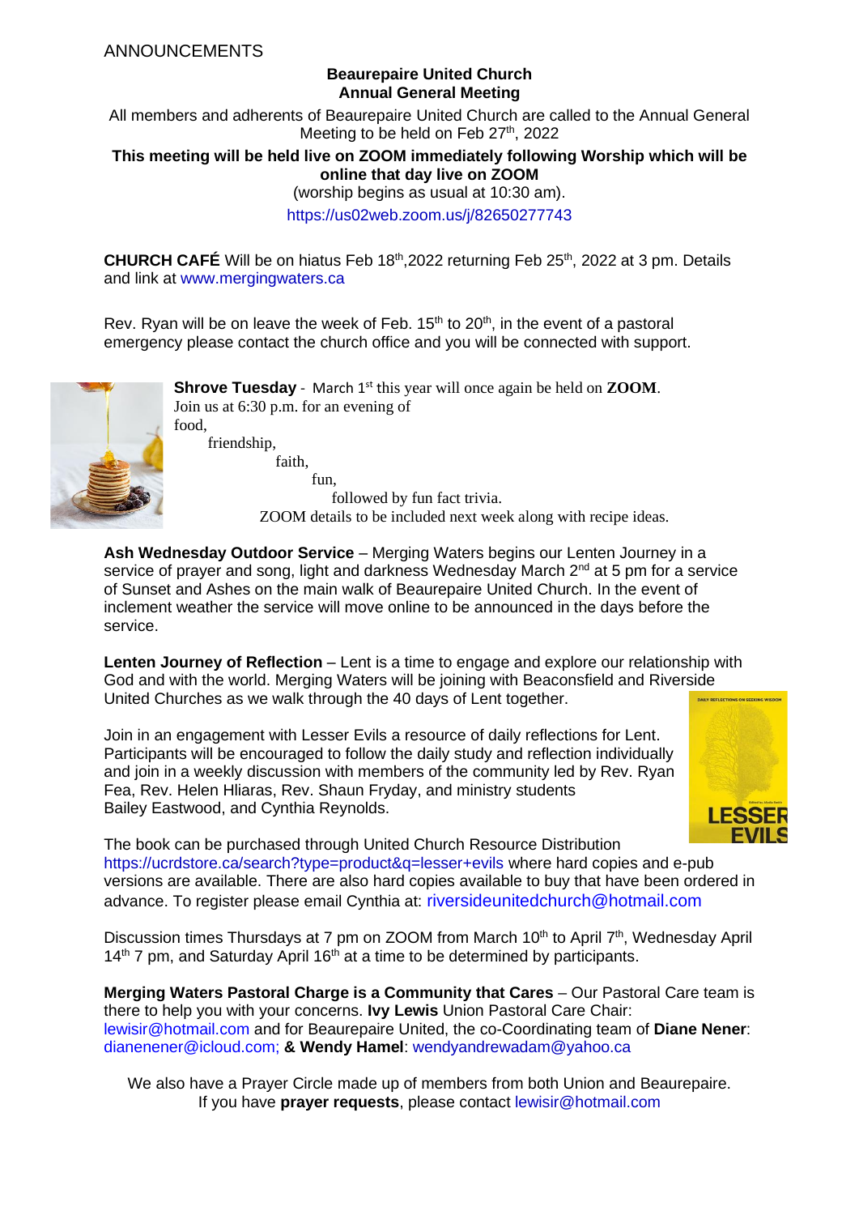# ANNOUNCEMENTS

**Beaurepaire United Church**
**Annual General Meeting**

All members and adherents of Beaurepaire United Church are called to the Annual General Meeting to be held on Feb 27th, 2022

**This meeting will be held live on ZOOM immediately following Worship which will be online that day live on ZOOM**
(worship begins as usual at 10:30 am).
https://us02web.zoom.us/j/82650277743

**CHURCH CAFÉ** Will be on hiatus Feb 18th,2022 returning Feb 25th, 2022 at 3 pm. Details and link at www.mergingwaters.ca

Rev. Ryan will be on leave the week of Feb. 15th to 20th, in the event of a pastoral emergency please contact the church office and you will be connected with support.

**Shrove Tuesday** - March 1st this year will once again be held on **ZOOM**.
Join us at 6:30 p.m. for an evening of
food,
friendship,
faith,
fun,
followed by fun fact trivia.
ZOOM details to be included next week along with recipe ideas.

**Ash Wednesday Outdoor Service** – Merging Waters begins our Lenten Journey in a service of prayer and song, light and darkness Wednesday March 2nd at 5 pm for a service of Sunset and Ashes on the main walk of Beaurepaire United Church. In the event of inclement weather the service will move online to be announced in the days before the service.

**Lenten Journey of Reflection** – Lent is a time to engage and explore our relationship with God and with the world. Merging Waters will be joining with Beaconsfield and Riverside United Churches as we walk through the 40 days of Lent together.

Join in an engagement with Lesser Evils a resource of daily reflections for Lent. Participants will be encouraged to follow the daily study and reflection individually and join in a weekly discussion with members of the community led by Rev. Ryan Fea, Rev. Helen Hliaras, Rev. Shaun Fryday, and ministry students Bailey Eastwood, and Cynthia Reynolds.

The book can be purchased through United Church Resource Distribution https://ucrdstore.ca/search?type=product&q=lesser+evils where hard copies and e-pub versions are available. There are also hard copies available to buy that have been ordered in advance. To register please email Cynthia at: riversideunitedchurch@hotmail.com

Discussion times Thursdays at 7 pm on ZOOM from March 10th to April 7th, Wednesday April 14th 7 pm, and Saturday April 16th at a time to be determined by participants.

**Merging Waters Pastoral Charge is a Community that Cares** – Our Pastoral Care team is there to help you with your concerns. **Ivy Lewis** Union Pastoral Care Chair: lewisir@hotmail.com and for Beaurepaire United, the co-Coordinating team of **Diane Nener**: dianenener@icloud.com; **& Wendy Hamel**: wendyandrewadam@yahoo.ca

We also have a Prayer Circle made up of members from both Union and Beaurepaire. If you have **prayer requests**, please contact lewisir@hotmail.com